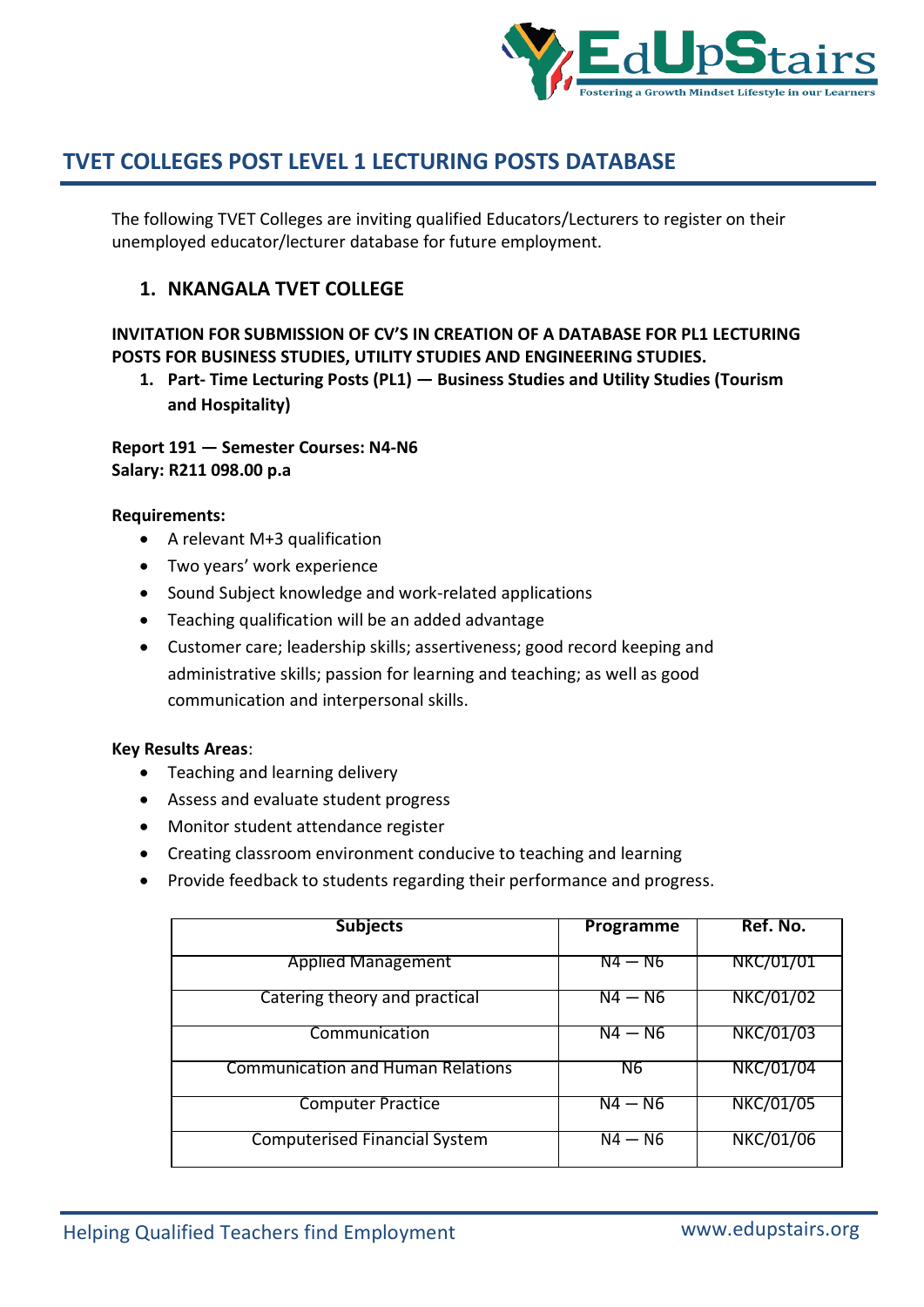# TVET COLLEGES POST LEVEL 1 LECTURING POSTS DATABASE

The following TVET Colleges are inviting qualified Educators/Lecturers to register on their unemployed educator/lecturer database for future employment.

## 1. NKANGALA TVET COLLEGE

**INVITATION FOR SUBMISSION OF CV'S IN CREATION OF A DATABASE FOR PL1 LECTURING POSTS FOR BUSINESS STUDIES, UTILITY STUDIES AND ENGINEERING STUDIES.**

1. **Part- Time Lecturing Posts (PL1) — Business Studies and Utility Studies (Tourism and Hospitality)**

**Report 191 — Semester Courses: N4-N6**
**Salary: R211 098.00 p.a**

**Requirements:**

- A relevant M+3 qualification
- Two years' work experience
- Sound Subject knowledge and work-related applications
- Teaching qualification will be an added advantage
- Customer care; leadership skills; assertiveness; good record keeping and administrative skills; passion for learning and teaching; as well as good communication and interpersonal skills.

**Key Results Areas**:

- Teaching and learning delivery
- Assess and evaluate student progress
- Monitor student attendance register
- Creating classroom environment conducive to teaching and learning
- Provide feedback to students regarding their performance and progress.

| Subjects | Programme | Ref. No. |
|---|---|---|
| Applied Management | N4 — N6 | NKC/01/01 |
| Catering theory and practical | N4 — N6 | NKC/01/02 |
| Communication | N4 — N6 | NKC/01/03 |
| Communication and Human Relations | N6 | NKC/01/04 |
| Computer Practice | N4 — N6 | NKC/01/05 |
| Computerised Financial System | N4 — N6 | NKC/01/06 |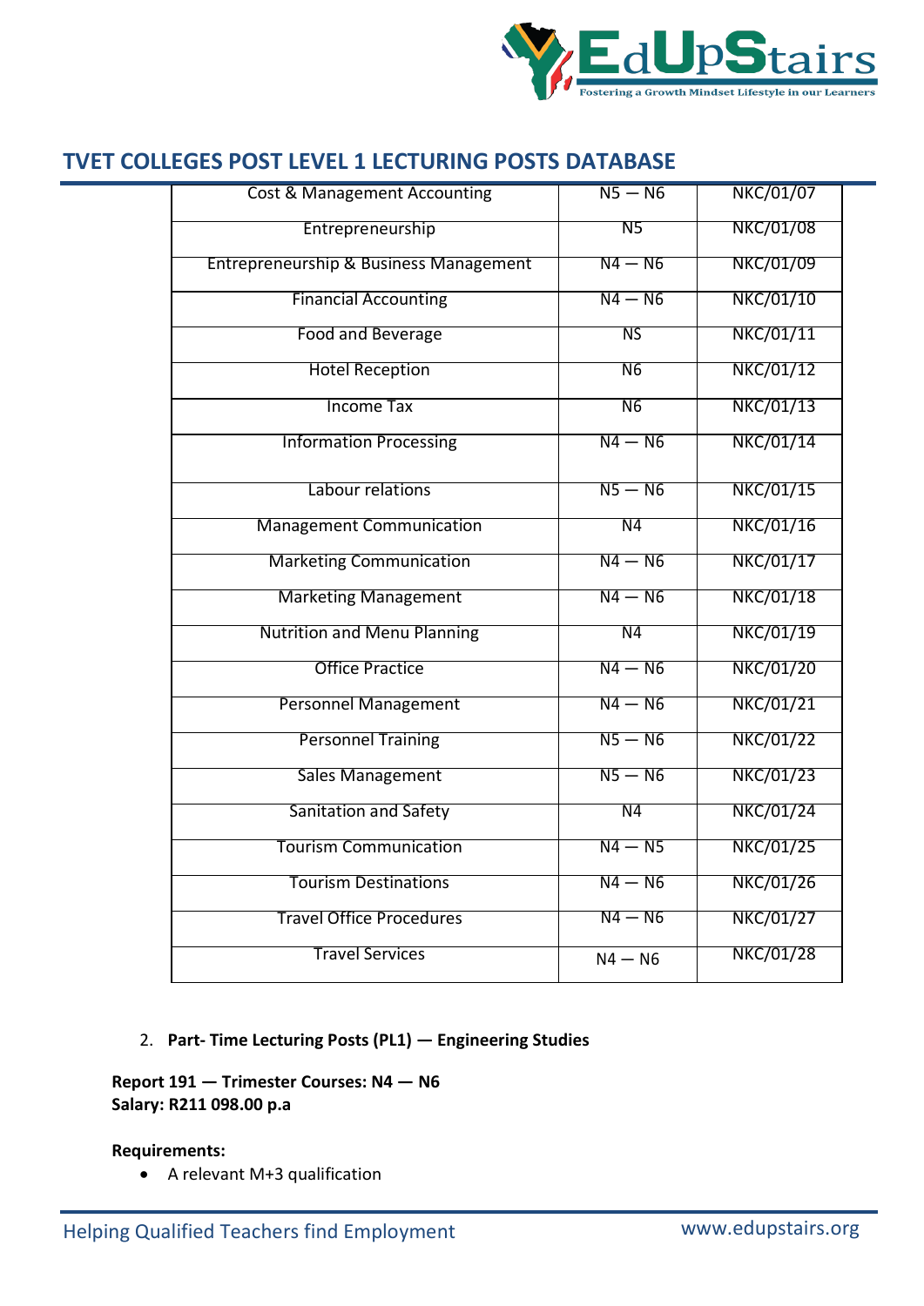## TVET COLLEGES POST LEVEL 1 LECTURING POSTS DATABASE

| | | |
|---|---|---|
| Cost & Management Accounting | N5 — N6 | NKC/01/07 |
| Entrepreneurship | N5 | NKC/01/08 |
| Entrepreneurship & Business Management | N4 — N6 | NKC/01/09 |
| Financial Accounting | N4 — N6 | NKC/01/10 |
| Food and Beverage | NS | NKC/01/11 |
| Hotel Reception | N6 | NKC/01/12 |
| Income Tax | N6 | NKC/01/13 |
| Information Processing | N4 — N6 | NKC/01/14 |
| Labour relations | N5 — N6 | NKC/01/15 |
| Management Communication | N4 | NKC/01/16 |
| Marketing Communication | N4 — N6 | NKC/01/17 |
| Marketing Management | N4 — N6 | NKC/01/18 |
| Nutrition and Menu Planning | N4 | NKC/01/19 |
| Office Practice | N4 — N6 | NKC/01/20 |
| Personnel Management | N4 — N6 | NKC/01/21 |
| Personnel Training | N5 — N6 | NKC/01/22 |
| Sales Management | N5 — N6 | NKC/01/23 |
| Sanitation and Safety | N4 | NKC/01/24 |
| Tourism Communication | N4 — N5 | NKC/01/25 |
| Tourism Destinations | N4 — N6 | NKC/01/26 |
| Travel Office Procedures | N4 — N6 | NKC/01/27 |
| Travel Services | N4 — N6 | NKC/01/28 |

2. **Part- Time Lecturing Posts (PL1) — Engineering Studies**

**Report 191 — Trimester Courses: N4 — N6**
**Salary: R211 098.00 p.a**

**Requirements:**

- A relevant M+3 qualification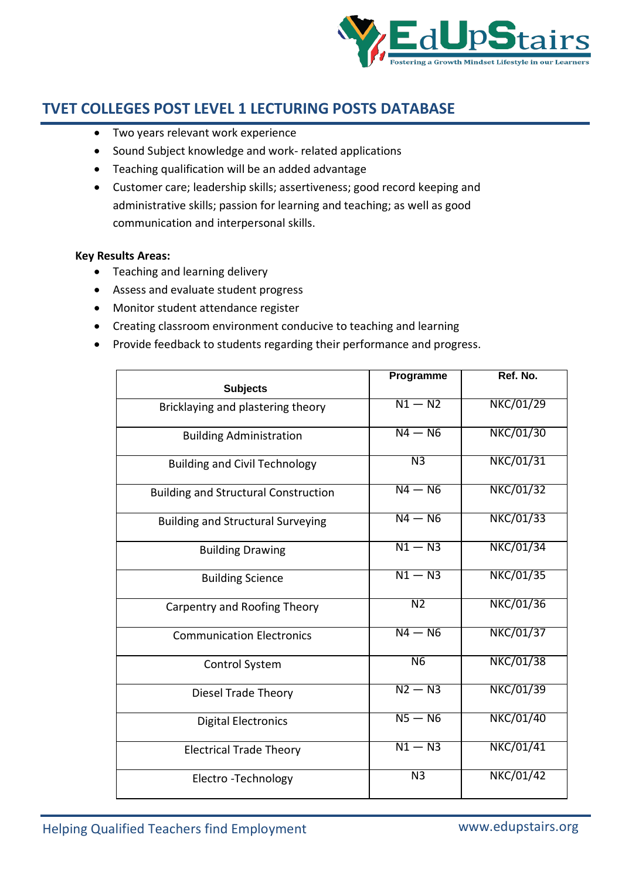## TVET COLLEGES POST LEVEL 1 LECTURING POSTS DATABASE

- Two years relevant work experience
- Sound Subject knowledge and work- related applications
- Teaching qualification will be an added advantage
- Customer care; leadership skills; assertiveness; good record keeping and administrative skills; passion for learning and teaching; as well as good communication and interpersonal skills.

**Key Results Areas:**

- Teaching and learning delivery
- Assess and evaluate student progress
- Monitor student attendance register
- Creating classroom environment conducive to teaching and learning
- Provide feedback to students regarding their performance and progress.

| Subjects | Programme | Ref. No. |
|---|---|---|
| Bricklaying and plastering theory | N1 — N2 | NKC/01/29 |
| Building Administration | N4 — N6 | NKC/01/30 |
| Building and Civil Technology | N3 | NKC/01/31 |
| Building and Structural Construction | N4 — N6 | NKC/01/32 |
| Building and Structural Surveying | N4 — N6 | NKC/01/33 |
| Building Drawing | N1 — N3 | NKC/01/34 |
| Building Science | N1 — N3 | NKC/01/35 |
| Carpentry and Roofing Theory | N2 | NKC/01/36 |
| Communication Electronics | N4 — N6 | NKC/01/37 |
| Control System | N6 | NKC/01/38 |
| Diesel Trade Theory | N2 — N3 | NKC/01/39 |
| Digital Electronics | N5 — N6 | NKC/01/40 |
| Electrical Trade Theory | N1 — N3 | NKC/01/41 |
| Electro -Technology | N3 | NKC/01/42 |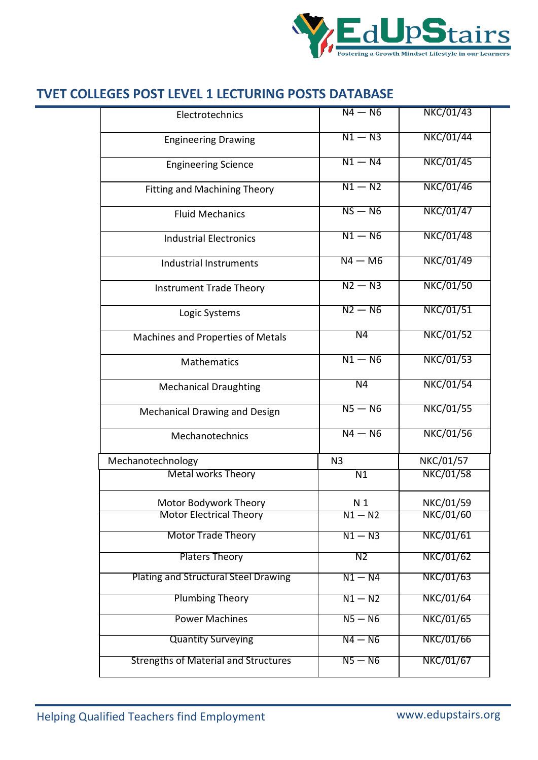## TVET COLLEGES POST LEVEL 1 LECTURING POSTS DATABASE

| | | |
|---|---|---|
| Electrotechnics | N4 — N6 | NKC/01/43 |
| Engineering Drawing | N1 — N3 | NKC/01/44 |
| Engineering Science | N1 — N4 | NKC/01/45 |
| Fitting and Machining Theory | N1 — N2 | NKC/01/46 |
| Fluid Mechanics | NS — N6 | NKC/01/47 |
| Industrial Electronics | N1 — N6 | NKC/01/48 |
| Industrial Instruments | N4 — M6 | NKC/01/49 |
| Instrument Trade Theory | N2 — N3 | NKC/01/50 |
| Logic Systems | N2 — N6 | NKC/01/51 |
| Machines and Properties of Metals | N4 | NKC/01/52 |
| Mathematics | N1 — N6 | NKC/01/53 |
| Mechanical Draughting | N4 | NKC/01/54 |
| Mechanical Drawing and Design | N5 — N6 | NKC/01/55 |
| Mechanotechnics | N4 — N6 | NKC/01/56 |
| Mechanotechnology | N3 | NKC/01/57 |
| Metal works Theory | N1 | NKC/01/58 |
| Motor Bodywork Theory | N 1 | NKC/01/59 |
| Motor Electrical Theory | N1 — N2 | NKC/01/60 |
| Motor Trade Theory | N1 — N3 | NKC/01/61 |
| Platers Theory | N2 | NKC/01/62 |
| Plating and Structural Steel Drawing | N1 — N4 | NKC/01/63 |
| Plumbing Theory | N1 — N2 | NKC/01/64 |
| Power Machines | N5 — N6 | NKC/01/65 |
| Quantity Surveying | N4 — N6 | NKC/01/66 |
| Strengths of Material and Structures | N5 — N6 | NKC/01/67 |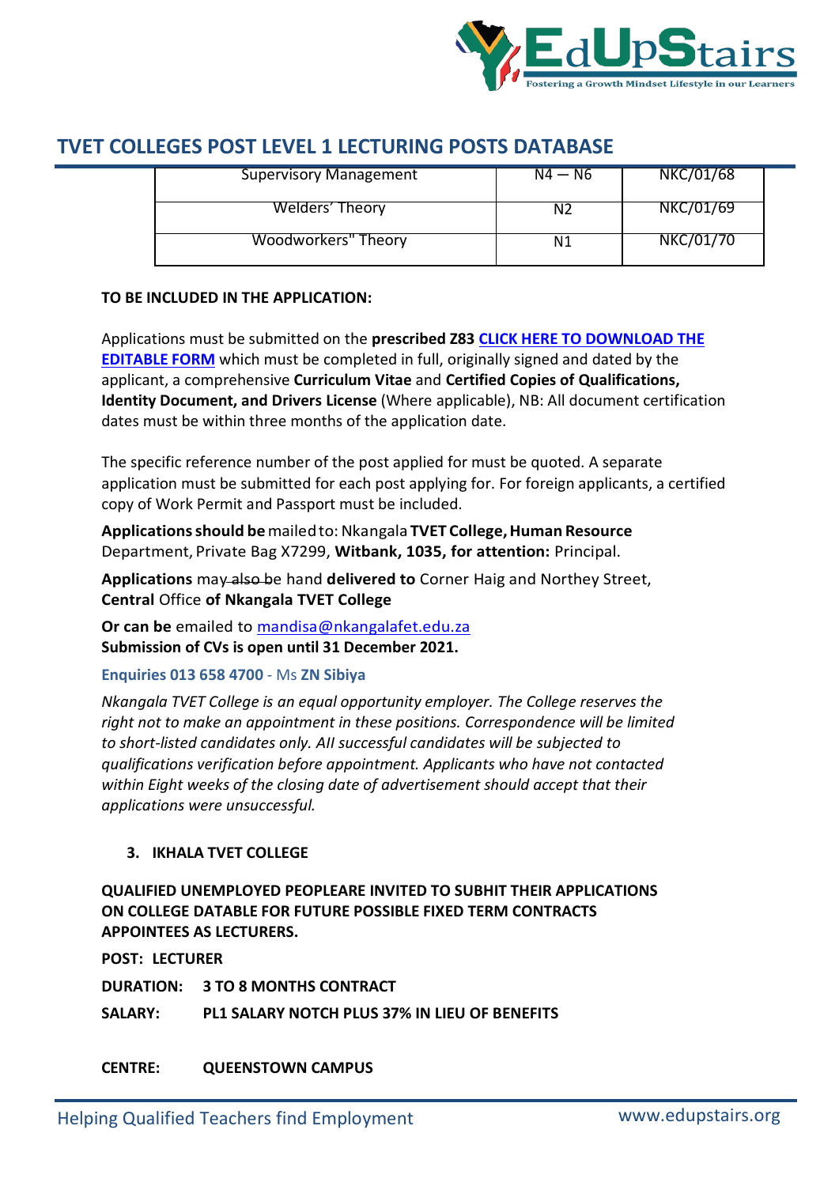# TVET COLLEGES POST LEVEL 1 LECTURING POSTS DATABASE

| | | |
|---|---|---|
| Supervisory Management | N4 — N6 | NKC/01/68 |
| Welders' Theory | N2 | NKC/01/69 |
| Woodworkers" Theory | N1 | NKC/01/70 |

**TO BE INCLUDED IN THE APPLICATION:**

Applications must be submitted on the **prescribed Z83** **CLICK HERE TO DOWNLOAD THE EDITABLE FORM** which must be completed in full, originally signed and dated by the applicant, a comprehensive **Curriculum Vitae** and **Certified Copies of Qualifications, Identity Document, and Drivers License** (Where applicable), NB: All document certification dates must be within three months of the application date.

The specific reference number of the post applied for must be quoted. A separate application must be submitted for each post applying for. For foreign applicants, a certified copy of Work Permit and Passport must be included.

**Applications should be** mailed to: Nkangala **TVET College, Human Resource** Department, Private Bag X7299, **Witbank, 1035, for attention:** Principal.

**Applications** may ~~also~~ be hand **delivered to** Corner Haig and Northey Street, **Central** Office **of Nkangala TVET College**

**Or can be** emailed to mandisa@nkangalafet.edu.za
**Submission of CVs is open until 31 December 2021.**

**Enquiries 013 658 4700** - Ms **ZN Sibiya**

*Nkangala TVET College is an equal opportunity employer. The College reserves the right not to make an appointment in these positions. Correspondence will be limited to short-listed candidates only. All successful candidates will be subjected to qualifications verification before appointment. Applicants who have not contacted within Eight weeks of the closing date of advertisement should accept that their applications were unsuccessful.*

3. **IKHALA TVET COLLEGE**

**QUALIFIED UNEMPLOYED PEOPLEARE INVITED TO SUBHIT THEIR APPLICATIONS ON COLLEGE DATABLE FOR FUTURE POSSIBLE FIXED TERM CONTRACTS APPOINTEES AS LECTURERS.**

**POST: LECTURER**

**DURATION: 3 TO 8 MONTHS CONTRACT**

**SALARY: PL1 SALARY NOTCH PLUS 37% IN LIEU OF BENEFITS**

**CENTRE: QUEENSTOWN CAMPUS**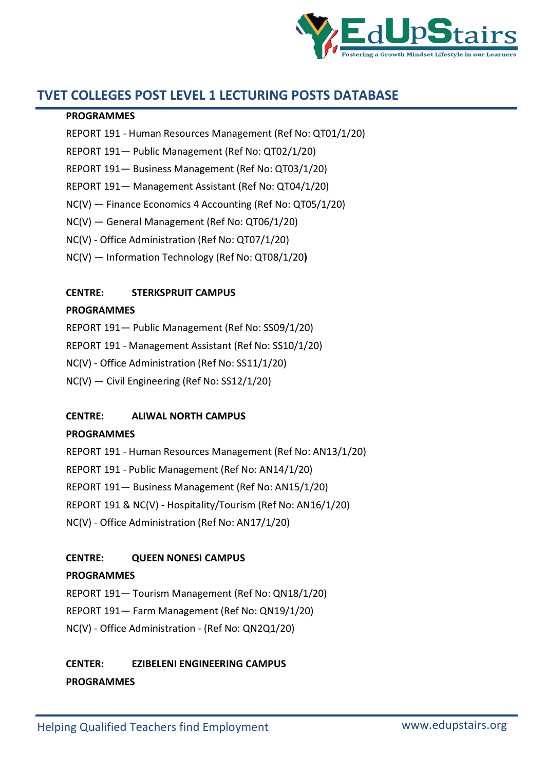## TVET COLLEGES POST LEVEL 1 LECTURING POSTS DATABASE

**PROGRAMMES**

REPORT 191 - Human Resources Management (Ref No: QT01/1/20)

REPORT 191— Public Management (Ref No: QT02/1/20)

REPORT 191— Business Management (Ref No: QT03/1/20)

REPORT 191— Management Assistant (Ref No: QT04/1/20)

NC(V) — Finance Economics 4 Accounting (Ref No: QT05/1/20)

NC(V) — General Management (Ref No: QT06/1/20)

NC(V) - Office Administration (Ref No: QT07/1/20)

NC(V) — Information Technology (Ref No: QT08/1/20**)**

**CENTRE: STERKSPRUIT CAMPUS**

**PROGRAMMES**

REPORT 191— Public Management (Ref No: SS09/1/20)

REPORT 191 - Management Assistant (Ref No: SS10/1/20)

NC(V) - Office Administration (Ref No: SS11/1/20)

NC(V) — Civil Engineering (Ref No: SS12/1/20)

**CENTRE: ALIWAL NORTH CAMPUS**

**PROGRAMMES**

REPORT 191 - Human Resources Management (Ref No: AN13/1/20)

REPORT 191 - Public Management (Ref No: AN14/1/20)

REPORT 191— Business Management (Ref No: AN15/1/20)

REPORT 191 & NC(V) - Hospitality/Tourism (Ref No: AN16/1/20)

NC(V) - Office Administration (Ref No: AN17/1/20)

**CENTRE: QUEEN NONESI CAMPUS**

**PROGRAMMES**

REPORT 191— Tourism Management (Ref No: QN18/1/20)

REPORT 191— Farm Management (Ref No: QN19/1/20)

NC(V) - Office Administration - (Ref No: QN2Q1/20)

**CENTER: EZIBELENI ENGINEERING CAMPUS**

**PROGRAMMES**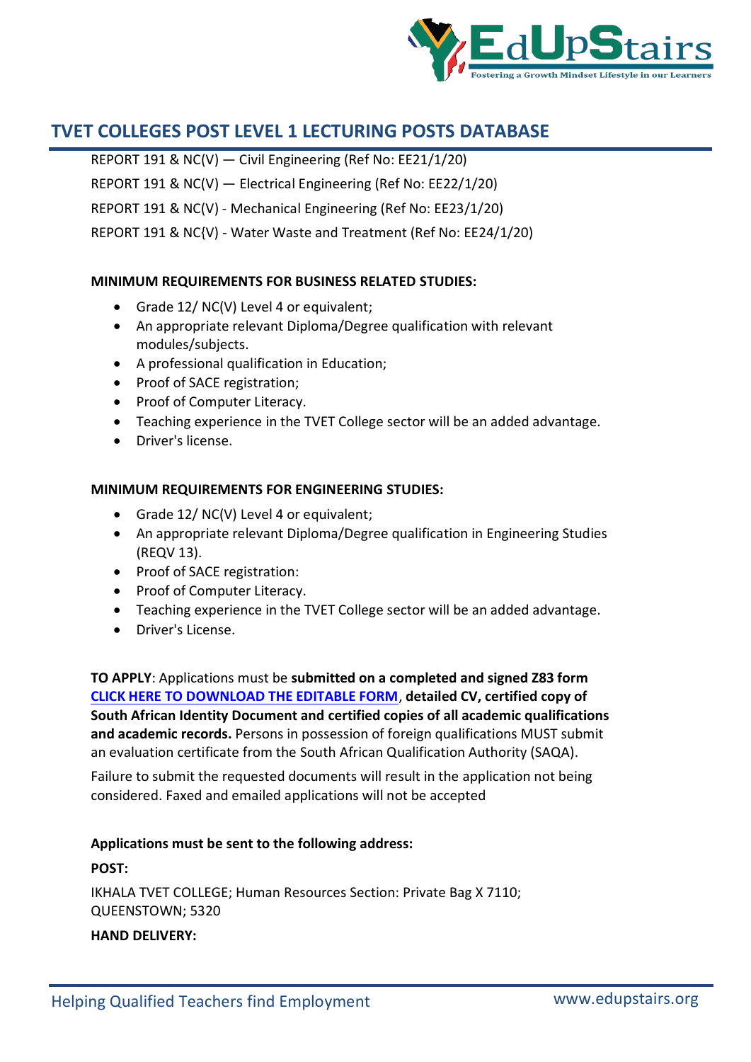## TVET COLLEGES POST LEVEL 1 LECTURING POSTS DATABASE

REPORT 191 & NC(V) — Civil Engineering (Ref No: EE21/1/20)

REPORT 191 & NC(V) — Electrical Engineering (Ref No: EE22/1/20)

REPORT 191 & NC(V) - Mechanical Engineering (Ref No: EE23/1/20)

REPORT 191 & NC{V) - Water Waste and Treatment (Ref No: EE24/1/20)

**MINIMUM REQUIREMENTS FOR BUSINESS RELATED STUDIES:**

- Grade 12/ NC(V) Level 4 or equivalent;
- An appropriate relevant Diploma/Degree qualification with relevant modules/subjects.
- A professional qualification in Education;
- Proof of SACE registration;
- Proof of Computer Literacy.
- Teaching experience in the TVET College sector will be an added advantage.
- Driver's license.

**MINIMUM REQUIREMENTS FOR ENGINEERING STUDIES:**

- Grade 12/ NC(V) Level 4 or equivalent;
- An appropriate relevant Diploma/Degree qualification in Engineering Studies (REQV 13).
- Proof of SACE registration:
- Proof of Computer Literacy.
- Teaching experience in the TVET College sector will be an added advantage.
- Driver's License.

**TO APPLY**: Applications must be **submitted on a completed and signed Z83 form** **CLICK HERE TO DOWNLOAD THE EDITABLE FORM**, **detailed CV, certified copy of South African Identity Document and certified copies of all academic qualifications and academic records.** Persons in possession of foreign qualifications MUST submit an evaluation certificate from the South African Qualification Authority (SAQA).

Failure to submit the requested documents will result in the application not being considered. Faxed and emailed applications will not be accepted

**Applications must be sent to the following address:**

**POST:**

IKHALA TVET COLLEGE; Human Resources Section: Private Bag X 7110; QUEENSTOWN; 5320

**HAND DELIVERY:**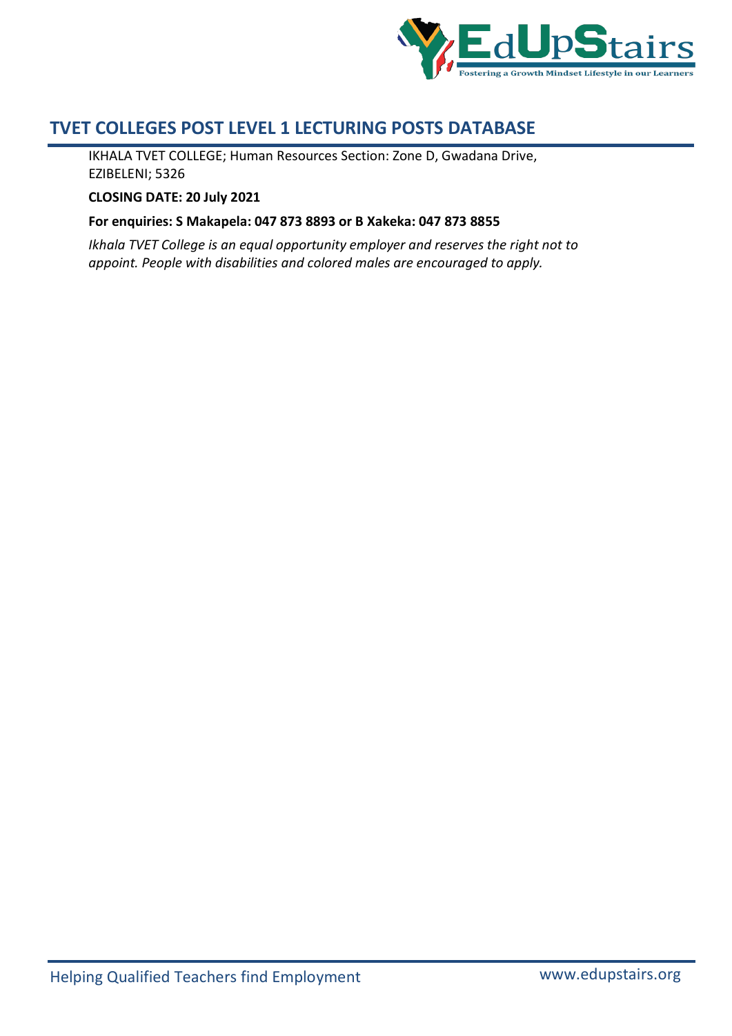## TVET COLLEGES POST LEVEL 1 LECTURING POSTS DATABASE

IKHALA TVET COLLEGE; Human Resources Section: Zone D, Gwadana Drive, EZIBELENI; 5326

**CLOSING DATE: 20 July 2021**

**For enquiries: S Makapela: 047 873 8893 or B Xakeka: 047 873 8855**

*Ikhala TVET College is an equal opportunity employer and reserves the right not to appoint. People with disabilities and colored males are encouraged to apply.*